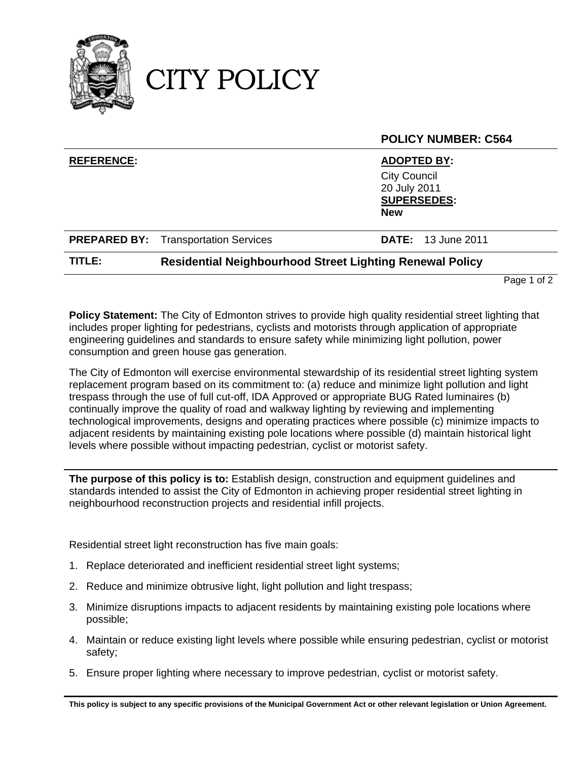# CITY POLICY

**POLICY NUMBER: C564**

| **REFERENCE:** | | **ADOPTED BY:** City Council 20 July 2011 **SUPERSEDES:** **New** |
|---|---|---|
| **PREPARED BY:** | Transportation Services | **DATE:** 13 June 2011 |
| **TITLE:** | **Residential Neighbourhood Street Lighting Renewal Policy** | |

**Policy Statement:** The City of Edmonton strives to provide high quality residential street lighting that includes proper lighting for pedestrians, cyclists and motorists through application of appropriate engineering guidelines and standards to ensure safety while minimizing light pollution, power consumption and green house gas generation.

The City of Edmonton will exercise environmental stewardship of its residential street lighting system replacement program based on its commitment to: (a) reduce and minimize light pollution and light trespass through the use of full cut-off, IDA Approved or appropriate BUG Rated luminaires (b) continually improve the quality of road and walkway lighting by reviewing and implementing technological improvements, designs and operating practices where possible (c) minimize impacts to adjacent residents by maintaining existing pole locations where possible (d) maintain historical light levels where possible without impacting pedestrian, cyclist or motorist safety.

---

**The purpose of this policy is to:** Establish design, construction and equipment guidelines and standards intended to assist the City of Edmonton in achieving proper residential street lighting in neighbourhood reconstruction projects and residential infill projects.

Residential street light reconstruction has five main goals:

1. Replace deteriorated and inefficient residential street light systems;
2. Reduce and minimize obtrusive light, light pollution and light trespass;
3. Minimize disruptions impacts to adjacent residents by maintaining existing pole locations where possible;
4. Maintain or reduce existing light levels where possible while ensuring pedestrian, cyclist or motorist safety;
5. Ensure proper lighting where necessary to improve pedestrian, cyclist or motorist safety.

---

**This policy is subject to any specific provisions of the Municipal Government Act or other relevant legislation or Union Agreement.**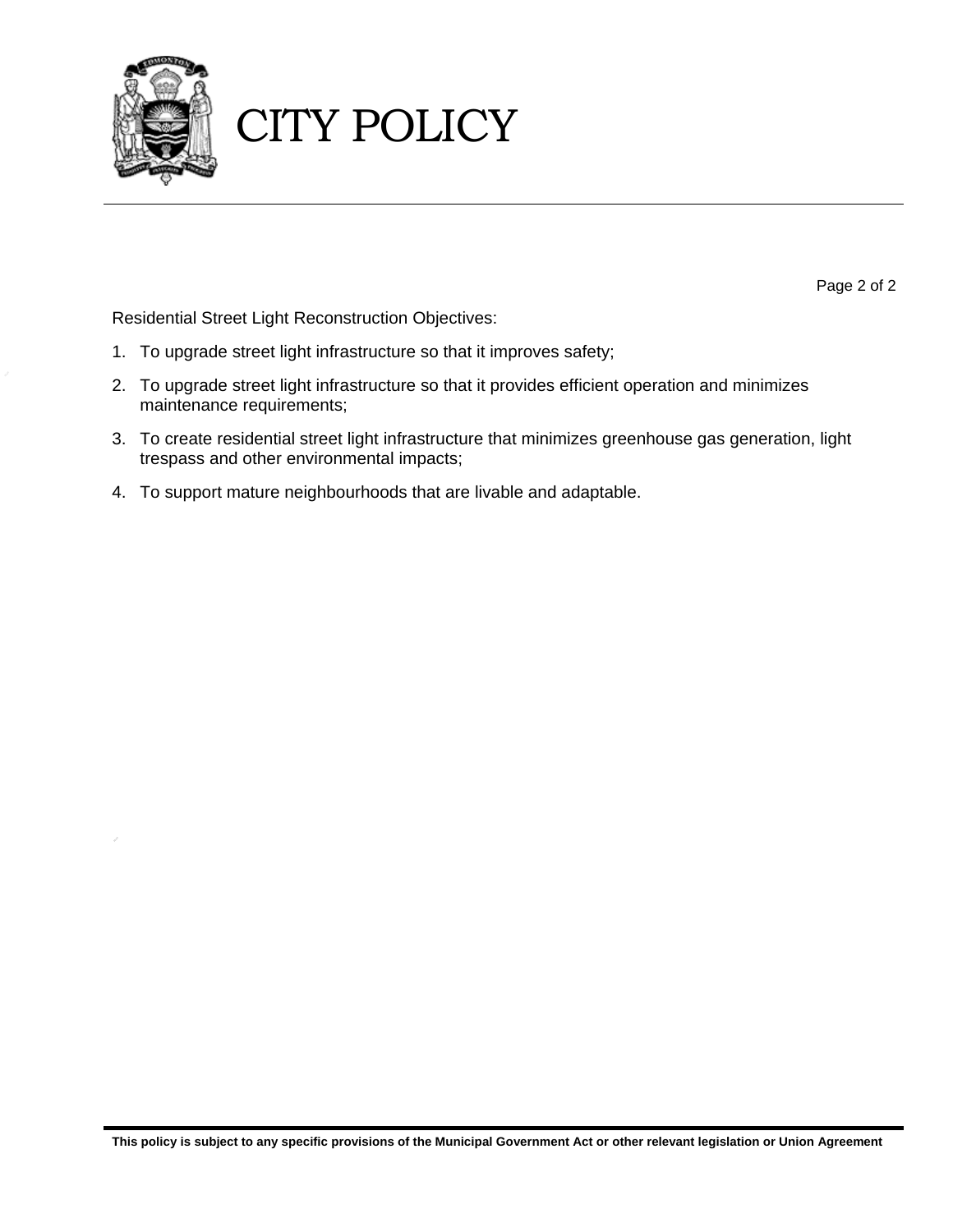Residential Street Light Reconstruction Objectives:

1. To upgrade street light infrastructure so that it improves safety;
2. To upgrade street light infrastructure so that it provides efficient operation and minimizes maintenance requirements;
3. To create residential street light infrastructure that minimizes greenhouse gas generation, light trespass and other environmental impacts;
4. To support mature neighbourhoods that are livable and adaptable.